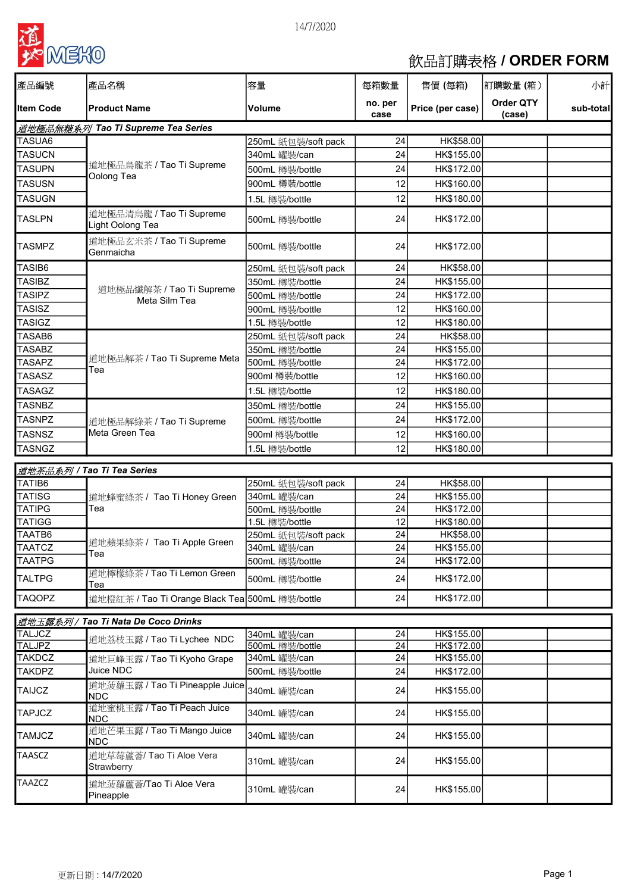14/7/2020

MEKO

# 飲品訂購表格 / ORDER FORM

| 產品編號 Item Code | 產品名稱 Product Name | 容量 Volume | 每箱數量 no. per case | 售價 (每箱) Price (per case) | 訂購數量 (箱) Order QTY (case) | 小計 sub-total |
|---|---|---|---|---|---|---|
| *道地極品無糖系列* **Tao Ti Supreme Tea Series** | | | | | | |
| TASUA6 | 道地極品烏龍茶 / Tao Ti Supreme Oolong Tea | 250mL 紙包裝/soft pack | 24 | HK$58.00 | | |
| TASUCN | | 340mL 罐裝/can | 24 | HK$155.00 | | |
| TASUPN | | 500mL 樽裝/bottle | 24 | HK$172.00 | | |
| TASUSN | | 900mL 樽裝/bottle | 12 | HK$160.00 | | |
| TASUGN | | 1.5L 樽裝/bottle | 12 | HK$180.00 | | |
| TASLPN | 道地極品清烏龍 / Tao Ti Supreme Light Oolong Tea | 500mL 樽裝/bottle | 24 | HK$172.00 | | |
| TASMPZ | 道地極品玄米茶 / Tao Ti Supreme Genmaicha | 500mL 樽裝/bottle | 24 | HK$172.00 | | |
| TASIB6 | 道地極品纖解茶 / Tao Ti Supreme Meta Silm Tea | 250mL 紙包裝/soft pack | 24 | HK$58.00 | | |
| TASIBZ | | 350mL 樽裝/bottle | 24 | HK$155.00 | | |
| TASIPZ | | 500mL 樽裝/bottle | 24 | HK$172.00 | | |
| TASISZ | | 900mL 樽裝/bottle | 12 | HK$160.00 | | |
| TASIGZ | | 1.5L 樽裝/bottle | 12 | HK$180.00 | | |
| TASAB6 | 道地極品解茶 / Tao Ti Supreme Meta Tea | 250mL 紙包裝/soft pack | 24 | HK$58.00 | | |
| TASABZ | | 350mL 樽裝/bottle | 24 | HK$155.00 | | |
| TASAPZ | | 500mL 樽裝/bottle | 24 | HK$172.00 | | |
| TASASZ | | 900ml 樽裝/bottle | 12 | HK$160.00 | | |
| TASAGZ | | 1.5L 樽裝/bottle | 12 | HK$180.00 | | |
| TASNBZ | 道地極品解綠茶 / Tao Ti Supreme Meta Green Tea | 350mL 樽裝/bottle | 24 | HK$155.00 | | |
| TASNPZ | | 500mL 樽裝/bottle | 24 | HK$172.00 | | |
| TASNSZ | | 900ml 樽裝/bottle | 12 | HK$160.00 | | |
| TASNGZ | | 1.5L 樽裝/bottle | 12 | HK$180.00 | | |
| *道地茶品系列* / **Tao Ti Tea Series** | | | | | | |
| TATIB6 | 道地蜂蜜綠茶 / Tao Ti Honey Green Tea | 250mL 紙包裝/soft pack | 24 | HK$58.00 | | |
| TATISG | | 340mL 罐裝/can | 24 | HK$155.00 | | |
| TATIPG | | 500mL 樽裝/bottle | 24 | HK$172.00 | | |
| TATIGG | | 1.5L 樽裝/bottle | 12 | HK$180.00 | | |
| TAATB6 | 道地蘋果綠茶 / Tao Ti Apple Green Tea | 250mL 紙包裝/soft pack | 24 | HK$58.00 | | |
| TAATCZ | | 340mL 罐裝/can | 24 | HK$155.00 | | |
| TAATPG | | 500mL 樽裝/bottle | 24 | HK$172.00 | | |
| TALTPG | 道地檸檬綠茶 / Tao Ti Lemon Green Tea | 500mL 樽裝/bottle | 24 | HK$172.00 | | |
| TAQOPZ | 道地橙紅茶 / Tao Ti Orange Black Tea | 500mL 樽裝/bottle | 24 | HK$172.00 | | |
| *道地玉露系列* / **Tao Ti Nata De Coco Drinks** | | | | | | |
| TALJCZ | 道地荔枝玉露 / Tao Ti Lychee NDC | 340mL 罐裝/can | 24 | HK$155.00 | | |
| TALJPZ | | 500mL 樽裝/bottle | 24 | HK$172.00 | | |
| TAKDCZ | 道地巨峰玉露 / Tao Ti Kyoho Grape Juice NDC | 340mL 罐裝/can | 24 | HK$155.00 | | |
| TAKDPZ | | 500mL 樽裝/bottle | 24 | HK$172.00 | | |
| TAIJCZ | 道地菠蘿玉露 / Tao Ti Pineapple Juice NDC | 340mL 罐裝/can | 24 | HK$155.00 | | |
| TAPJCZ | 道地蜜桃玉露 / Tao Ti Peach Juice NDC | 340mL 罐裝/can | 24 | HK$155.00 | | |
| TAMJCZ | 道地芒果玉露 / Tao Ti Mango Juice NDC | 340mL 罐裝/can | 24 | HK$155.00 | | |
| TAASCZ | 道地草莓蘆薈/ Tao Ti Aloe Vera Strawberry | 310mL 罐裝/can | 24 | HK$155.00 | | |
| TAAZCZ | 道地菠蘿蘆薈/Tao Ti Aloe Vera Pineapple | 310mL 罐裝/can | 24 | HK$155.00 | | |

更新日期 : 14/7/2020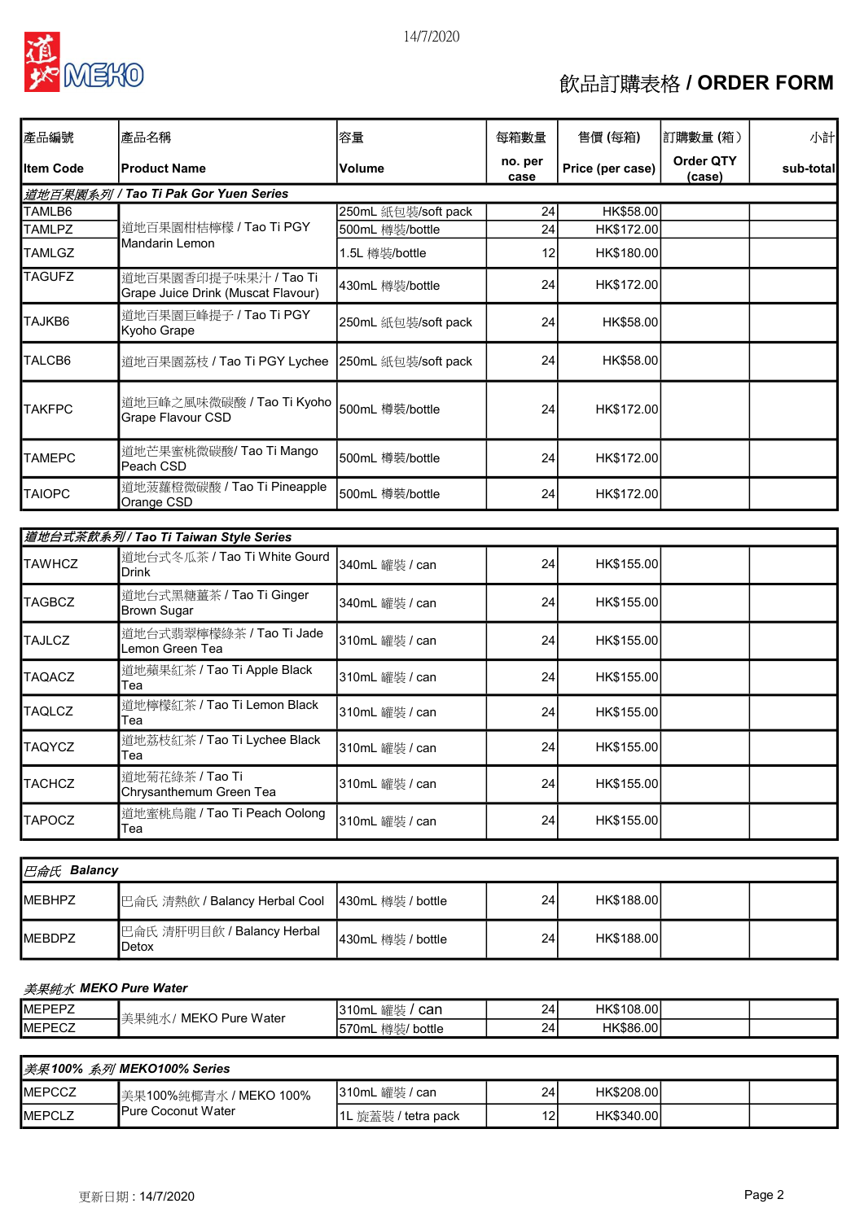14/7/2020

MEKO

# 飲品訂購表格 / ORDER FORM

| 產品編號 Item Code | 產品名稱 Product Name | 容量 Volume | 每箱數量 no. per case | 售價 (每箱) Price (per case) | 訂購數量 (箱) Order QTY (case) | 小計 sub-total |
|---|---|---|---|---|---|---|
| ***道地百果園系列 / Tao Ti Pak Gor Yuen Series*** | | | | | | |
| TAMLB6 | 道地百果園柑桔檸檬 / Tao Ti PGY Mandarin Lemon | 250mL 紙包裝/soft pack | 24 | HK$58.00 | | |
| TAMLPZ | | 500mL 樽裝/bottle | 24 | HK$172.00 | | |
| TAMLGZ | | 1.5L 樽裝/bottle | 12 | HK$180.00 | | |
| TAGUFZ | 道地百果園香印提子味果汁 / Tao Ti Grape Juice Drink (Muscat Flavour) | 430mL 樽裝/bottle | 24 | HK$172.00 | | |
| TAJKB6 | 道地百果園巨峰提子 / Tao Ti PGY Kyoho Grape | 250mL 紙包裝/soft pack | 24 | HK$58.00 | | |
| TALCB6 | 道地百果園荔枝 / Tao Ti PGY Lychee | 250mL 紙包裝/soft pack | 24 | HK$58.00 | | |
| TAKFPC | 道地巨峰之風味微碳酸 / Tao Ti Kyoho Grape Flavour CSD | 500mL 樽裝/bottle | 24 | HK$172.00 | | |
| TAMEPC | 道地芒果蜜桃微碳酸/ Tao Ti Mango Peach CSD | 500mL 樽裝/bottle | 24 | HK$172.00 | | |
| TAIOPC | 道地菠蘿橙微碳酸 / Tao Ti Pineapple Orange CSD | 500mL 樽裝/bottle | 24 | HK$172.00 | | |
| ***道地台式茶飲系列 / Tao Ti Taiwan Style Series*** | | | | | | |
| TAWHCZ | 道地台式冬瓜茶 / Tao Ti White Gourd Drink | 340mL 罐裝 / can | 24 | HK$155.00 | | |
| TAGBCZ | 道地台式黑糖薑茶 / Tao Ti Ginger Brown Sugar | 340mL 罐裝 / can | 24 | HK$155.00 | | |
| TAJLCZ | 道地台式翡翠檸檬綠茶 / Tao Ti Jade Lemon Green Tea | 310mL 罐裝 / can | 24 | HK$155.00 | | |
| TAQACZ | 道地蘋果紅茶 / Tao Ti Apple Black Tea | 310mL 罐裝 / can | 24 | HK$155.00 | | |
| TAQLCZ | 道地檸檬紅茶 / Tao Ti Lemon Black Tea | 310mL 罐裝 / can | 24 | HK$155.00 | | |
| TAQYCZ | 道地荔枝紅茶 / Tao Ti Lychee Black Tea | 310mL 罐裝 / can | 24 | HK$155.00 | | |
| TACHCZ | 道地菊花綠茶 / Tao Ti Chrysanthemum Green Tea | 310mL 罐裝 / can | 24 | HK$155.00 | | |
| TAPOCZ | 道地蜜桃烏龍 / Tao Ti Peach Oolong Tea | 310mL 罐裝 / can | 24 | HK$155.00 | | |
| ***巴侖氏 Balancy*** | | | | | | |
| MEBHPZ | 巴侖氏 清熱飲 / Balancy Herbal Cool | 430mL 樽裝 / bottle | 24 | HK$188.00 | | |
| MEBDPZ | 巴侖氏 清肝明目飲 / Balancy Herbal Detox | 430mL 樽裝 / bottle | 24 | HK$188.00 | | |
| ***美果純水 MEKO Pure Water*** | | | | | | |
| MEPEPZ | 美果純水/ MEKO Pure Water | 310mL 罐裝 / can | 24 | HK$108.00 | | |
| MEPECZ | | 570mL 樽裝/ bottle | 24 | HK$86.00 | | |
| ***美果100% 系列 MEKO100% Series*** | | | | | | |
| MEPCCZ | 美果100%純椰青水 / MEKO 100% Pure Coconut Water | 310mL 罐裝 / can | 24 | HK$208.00 | | |
| MEPCLZ | | 1L 旋蓋裝 / tetra pack | 12 | HK$340.00 | | |

更新日期 : 14/7/2020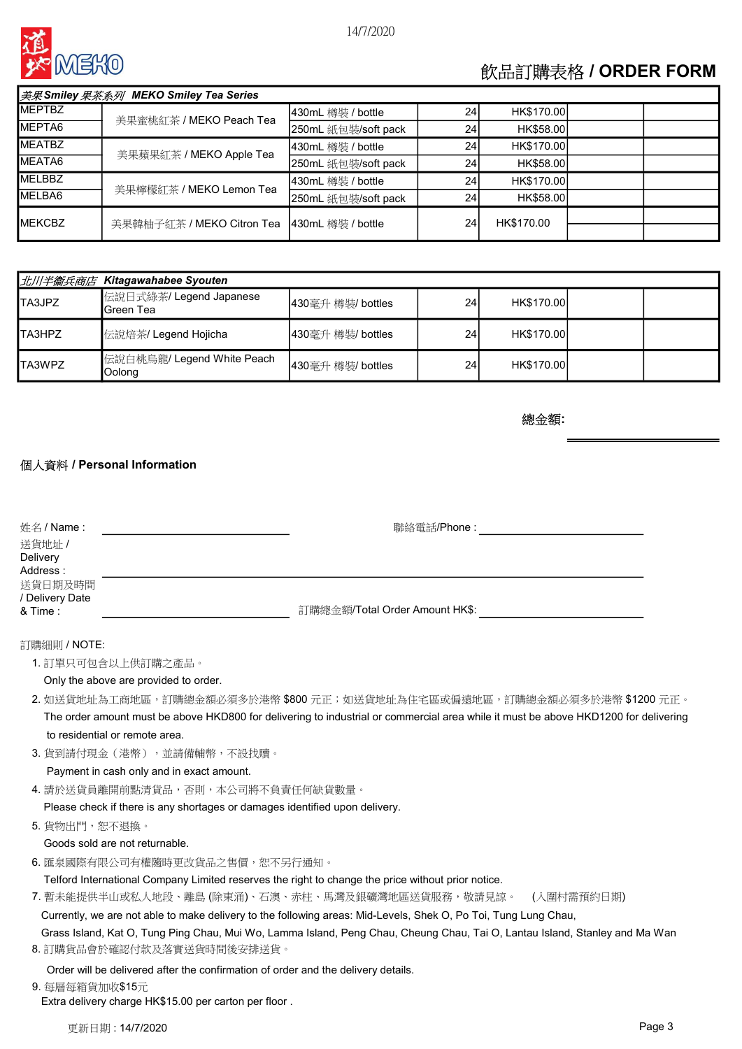14/7/2020

MEKO

# 飲品訂購表格 / **ORDER FORM**

| *美果Smiley 果茶系列 MEKO Smiley Tea Series* | | | | | | |
|---|---|---|---|---|---|---|
| MEPTBZ | 美果蜜桃紅茶 / MEKO Peach Tea | 430mL 樽裝 / bottle | 24 | HK$170.00 | | |
| MEPTA6 | | 250mL 紙包裝/soft pack | 24 | HK$58.00 | | |
| MEATBZ | 美果蘋果紅茶 / MEKO Apple Tea | 430mL 樽裝 / bottle | 24 | HK$170.00 | | |
| MEATA6 | | 250mL 紙包裝/soft pack | 24 | HK$58.00 | | |
| MELBBZ | 美果檸檬紅茶 / MEKO Lemon Tea | 430mL 樽裝 / bottle | 24 | HK$170.00 | | |
| MELBA6 | | 250mL 紙包裝/soft pack | 24 | HK$58.00 | | |
| MEKCBZ | 美果韓柚子紅茶 / MEKO Citron Tea | 430mL 樽裝 / bottle | 24 | HK$170.00 | | |

| *北川半衞兵商店* Kitagawahabee Syouten | | | | | | |
|---|---|---|---|---|---|---|
| TA3JPZ | 伝説日式綠茶/ Legend Japanese Green Tea | 430毫升 樽裝/ bottles | 24 | HK$170.00 | | |
| TA3HPZ | 伝説焙茶/ Legend Hojicha | 430毫升 樽裝/ bottles | 24 | HK$170.00 | | |
| TA3WPZ | 伝説白桃烏龍/ Legend White Peach Oolong | 430毫升 樽裝/ bottles | 24 | HK$170.00 | | |

**總金額:** ____________

## 個人資料 / **Personal Information**

姓名 / Name : ____________　　聯絡電話/Phone : ____________

送貨地址 / Delivery Address : ____________

送貨日期及時間 / Delivery Date & Time : ____________　　訂購總金額/Total Order Amount HK$: ____________

訂購細則 / NOTE:

1. 訂單只可包含以上供訂購之產品。
   Only the above are provided to order.
2. 如送貨地址為工商地區，訂購總金額必須多於港幣 $800 元正；如送貨地址為住宅區或偏遠地區，訂購總金額必須多於港幣 $1200 元正。
   The order amount must be above HKD800 for delivering to industrial or commercial area while it must be above HKD1200 for delivering to residential or remote area.
3. 貨到請付現金（港幣），並請備輔幣，不設找贖。
   Payment in cash only and in exact amount.
4. 請於送貨員離開前點清貨品，否則，本公司將不負責任何缺貨數量。
   Please check if there is any shortages or damages identified upon delivery.
5. 貨物出門，恕不退換。
   Goods sold are not returnable.
6. 匯泉國際有限公司有權隨時更改貨品之售價，恕不另行通知。
   Telford International Company Limited reserves the right to change the price without prior notice.
7. 暫未能提供半山或私人地段、離島 (除東涌)、石澳、赤柱、馬灣及銀礦灣地區送貨服務，敬請見諒。　(入圍村需預約日期)
   Currently, we are not able to make delivery to the following areas: Mid-Levels, Shek O, Po Toi, Tung Lung Chau, Grass Island, Kat O, Tung Ping Chau, Mui Wo, Lamma Island, Peng Chau, Cheung Chau, Tai O, Lantau Island, Stanley and Ma Wan
8. 訂購貨品會於確認付款及落實送貨時間後安排送貨。
   Order will be delivered after the confirmation of order and the delivery details.
9. 每層每箱貨加收$15元
   Extra delivery charge HK$15.00 per carton per floor .

更新日期 : 14/7/2020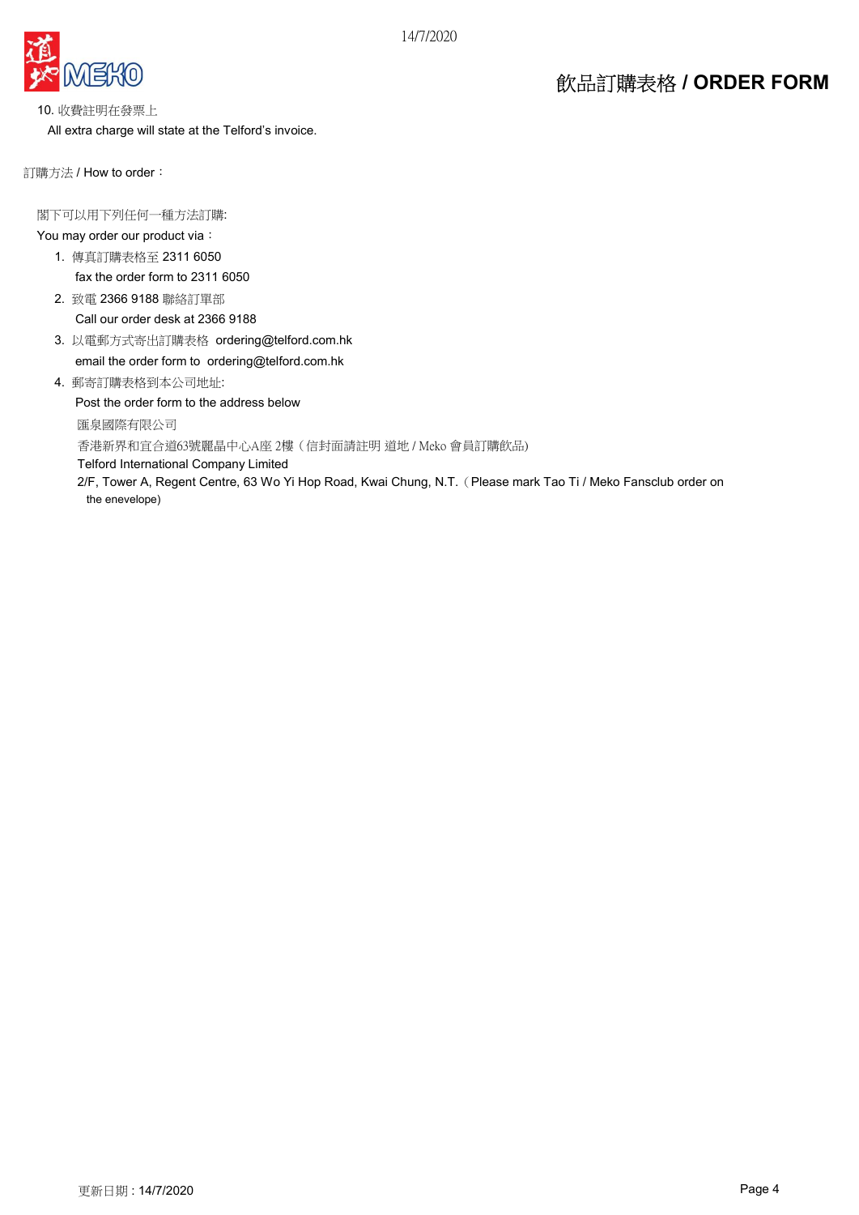10. 收費註明在發票上

All extra charge will state at the Telford's invoice.

訂購方法 / How to order：

閣下可以用下列任何一種方法訂購:

You may order our product via：

1. 傳真訂購表格至 2311 6050

   fax the order form to 2311 6050

2. 致電 2366 9188 聯絡訂單部

   Call our order desk at 2366 9188

3. 以電郵方式寄出訂購表格 ordering@telford.com.hk

   email the order form to ordering@telford.com.hk

4. 郵寄訂購表格到本公司地址:

   Post the order form to the address below

   匯泉國際有限公司

   香港新界和宜合道63號麗晶中心A座 2樓（信封面請註明 道地 / Meko 會員訂購飲品)

   Telford International Company Limited

   2/F, Tower A, Regent Centre, 63 Wo Yi Hop Road, Kwai Chung, N.T.（Please mark Tao Ti / Meko Fansclub order on the enevelope)